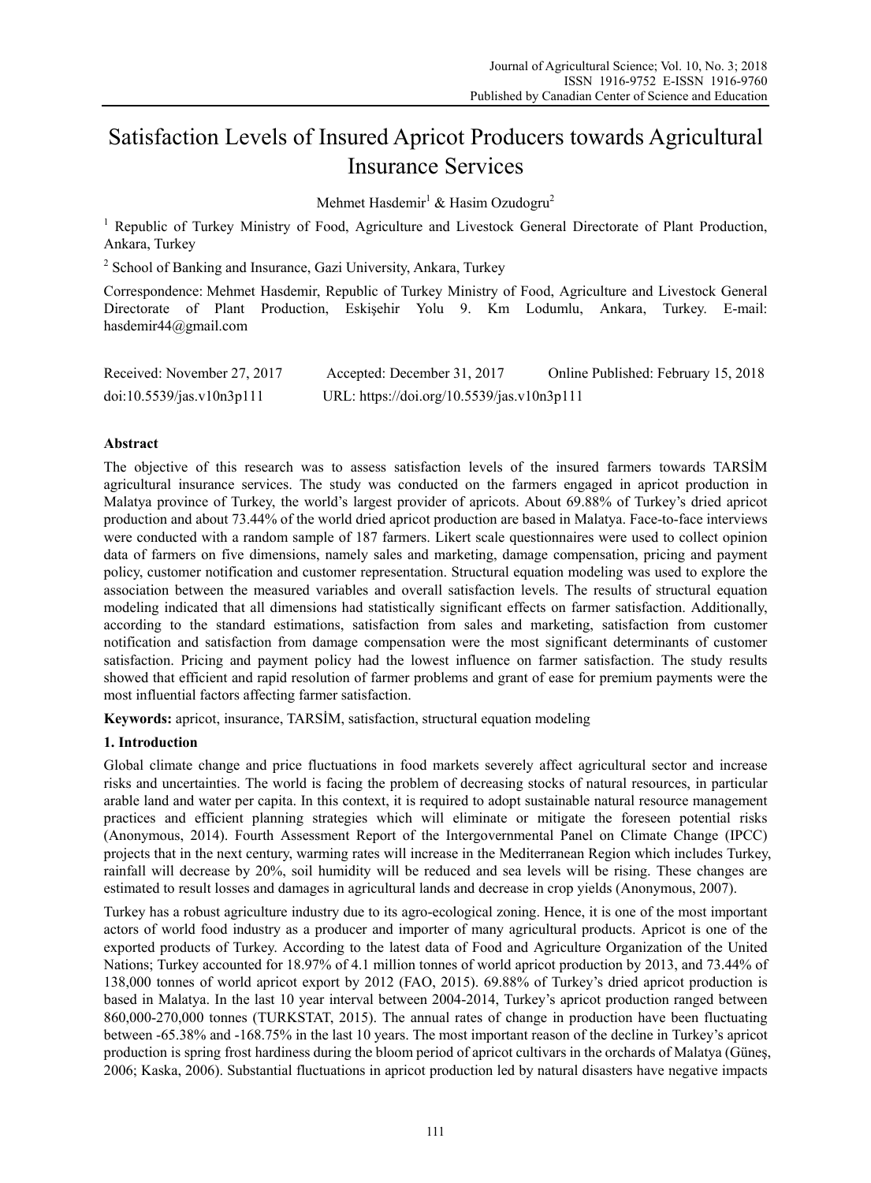# Satisfaction Levels of Insured Apricot Producers towards Agricultural Insurance Services

Mehmet Hasdemir[1] & Hasim Ozudogru[2]

[1] Republic of Turkey Ministry of Food, Agriculture and Livestock General Directorate of Plant Production, Ankara, Turkey

[2] School of Banking and Insurance, Gazi University, Ankara, Turkey

Correspondence: Mehmet Hasdemir, Republic of Turkey Ministry of Food, Agriculture and Livestock General Directorate of Plant Production, Eskişehir Yolu 9. Km Lodumlu, Ankara, Turkey. E-mail: hasdemir44@gmail.com

Received: November 27, 2017 Accepted: December 31, 2017 Online Published: February 15, 2018

doi:10.5539/jas.v10n3p111 URL: https://doi.org/10.5539/jas.v10n3p111

## Abstract

The objective of this research was to assess satisfaction levels of the insured farmers towards TARSİM agricultural insurance services. The study was conducted on the farmers engaged in apricot production in Malatya province of Turkey, the world's largest provider of apricots. About 69.88% of Turkey's dried apricot production and about 73.44% of the world dried apricot production are based in Malatya. Face-to-face interviews were conducted with a random sample of 187 farmers. Likert scale questionnaires were used to collect opinion data of farmers on five dimensions, namely sales and marketing, damage compensation, pricing and payment policy, customer notification and customer representation. Structural equation modeling was used to explore the association between the measured variables and overall satisfaction levels. The results of structural equation modeling indicated that all dimensions had statistically significant effects on farmer satisfaction. Additionally, according to the standard estimations, satisfaction from sales and marketing, satisfaction from customer notification and satisfaction from damage compensation were the most significant determinants of customer satisfaction. Pricing and payment policy had the lowest influence on farmer satisfaction. The study results showed that efficient and rapid resolution of farmer problems and grant of ease for premium payments were the most influential factors affecting farmer satisfaction.

**Keywords:** apricot, insurance, TARSİM, satisfaction, structural equation modeling

## 1. Introduction

Global climate change and price fluctuations in food markets severely affect agricultural sector and increase risks and uncertainties. The world is facing the problem of decreasing stocks of natural resources, in particular arable land and water per capita. In this context, it is required to adopt sustainable natural resource management practices and efficient planning strategies which will eliminate or mitigate the foreseen potential risks (Anonymous, 2014). Fourth Assessment Report of the Intergovernmental Panel on Climate Change (IPCC) projects that in the next century, warming rates will increase in the Mediterranean Region which includes Turkey, rainfall will decrease by 20%, soil humidity will be reduced and sea levels will be rising. These changes are estimated to result losses and damages in agricultural lands and decrease in crop yields (Anonymous, 2007).

Turkey has a robust agriculture industry due to its agro-ecological zoning. Hence, it is one of the most important actors of world food industry as a producer and importer of many agricultural products. Apricot is one of the exported products of Turkey. According to the latest data of Food and Agriculture Organization of the United Nations; Turkey accounted for 18.97% of 4.1 million tonnes of world apricot production by 2013, and 73.44% of 138,000 tonnes of world apricot export by 2012 (FAO, 2015). 69.88% of Turkey's dried apricot production is based in Malatya. In the last 10 year interval between 2004-2014, Turkey's apricot production ranged between 860,000-270,000 tonnes (TURKSTAT, 2015). The annual rates of change in production have been fluctuating between -65.38% and -168.75% in the last 10 years. The most important reason of the decline in Turkey's apricot production is spring frost hardiness during the bloom period of apricot cultivars in the orchards of Malatya (Güneş, 2006; Kaska, 2006). Substantial fluctuations in apricot production led by natural disasters have negative impacts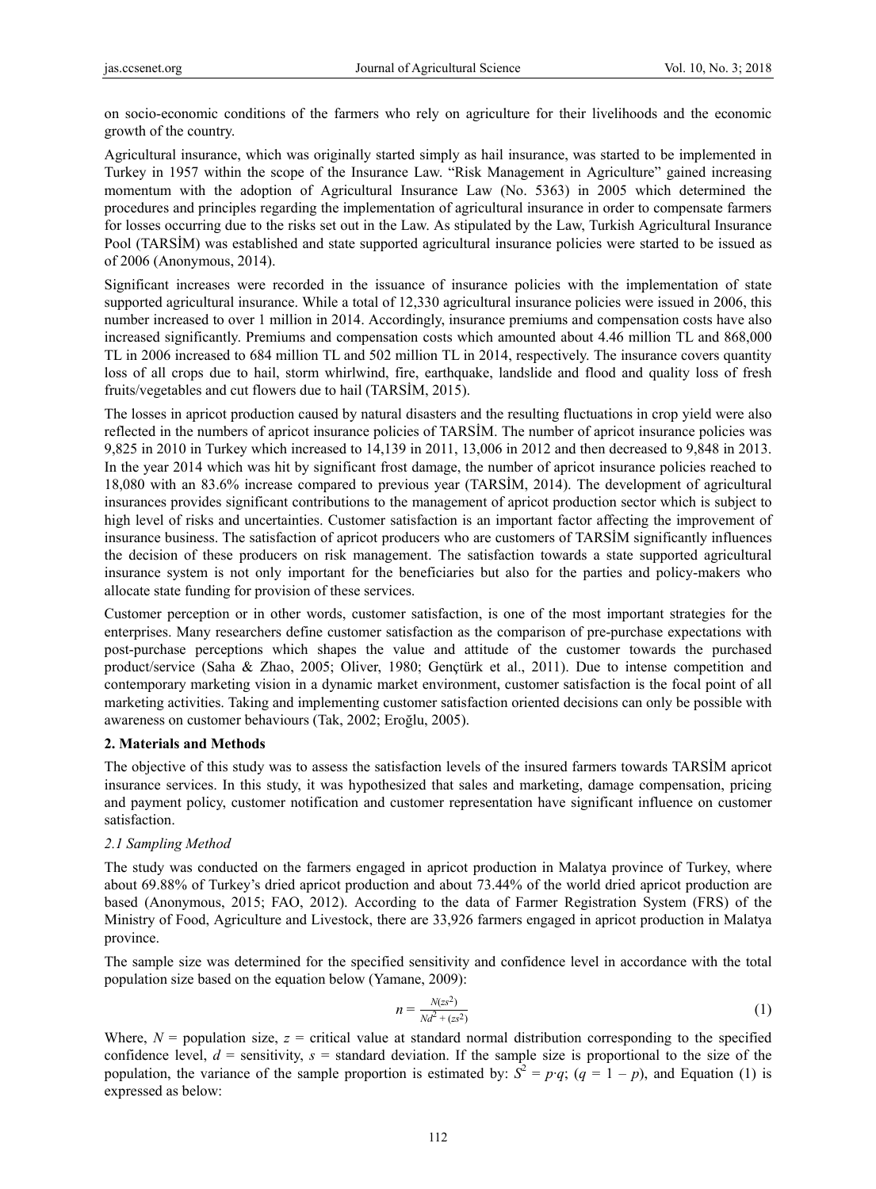on socio-economic conditions of the farmers who rely on agriculture for their livelihoods and the economic growth of the country.

Agricultural insurance, which was originally started simply as hail insurance, was started to be implemented in Turkey in 1957 within the scope of the Insurance Law. "Risk Management in Agriculture" gained increasing momentum with the adoption of Agricultural Insurance Law (No. 5363) in 2005 which determined the procedures and principles regarding the implementation of agricultural insurance in order to compensate farmers for losses occurring due to the risks set out in the Law. As stipulated by the Law, Turkish Agricultural Insurance Pool (TARSİM) was established and state supported agricultural insurance policies were started to be issued as of 2006 (Anonymous, 2014).

Significant increases were recorded in the issuance of insurance policies with the implementation of state supported agricultural insurance. While a total of 12,330 agricultural insurance policies were issued in 2006, this number increased to over 1 million in 2014. Accordingly, insurance premiums and compensation costs have also increased significantly. Premiums and compensation costs which amounted about 4.46 million TL and 868,000 TL in 2006 increased to 684 million TL and 502 million TL in 2014, respectively. The insurance covers quantity loss of all crops due to hail, storm whirlwind, fire, earthquake, landslide and flood and quality loss of fresh fruits/vegetables and cut flowers due to hail (TARSİM, 2015).

The losses in apricot production caused by natural disasters and the resulting fluctuations in crop yield were also reflected in the numbers of apricot insurance policies of TARSİM. The number of apricot insurance policies was 9,825 in 2010 in Turkey which increased to 14,139 in 2011, 13,006 in 2012 and then decreased to 9,848 in 2013. In the year 2014 which was hit by significant frost damage, the number of apricot insurance policies reached to 18,080 with an 83.6% increase compared to previous year (TARSİM, 2014). The development of agricultural insurances provides significant contributions to the management of apricot production sector which is subject to high level of risks and uncertainties. Customer satisfaction is an important factor affecting the improvement of insurance business. The satisfaction of apricot producers who are customers of TARSİM significantly influences the decision of these producers on risk management. The satisfaction towards a state supported agricultural insurance system is not only important for the beneficiaries but also for the parties and policy-makers who allocate state funding for provision of these services.

Customer perception or in other words, customer satisfaction, is one of the most important strategies for the enterprises. Many researchers define customer satisfaction as the comparison of pre-purchase expectations with post-purchase perceptions which shapes the value and attitude of the customer towards the purchased product/service (Saha & Zhao, 2005; Oliver, 1980; Gençtürk et al., 2011). Due to intense competition and contemporary marketing vision in a dynamic market environment, customer satisfaction is the focal point of all marketing activities. Taking and implementing customer satisfaction oriented decisions can only be possible with awareness on customer behaviours (Tak, 2002; Eroğlu, 2005).

## 2. Materials and Methods

The objective of this study was to assess the satisfaction levels of the insured farmers towards TARSİM apricot insurance services. In this study, it was hypothesized that sales and marketing, damage compensation, pricing and payment policy, customer notification and customer representation have significant influence on customer satisfaction.

### 2.1 Sampling Method

The study was conducted on the farmers engaged in apricot production in Malatya province of Turkey, where about 69.88% of Turkey's dried apricot production and about 73.44% of the world dried apricot production are based (Anonymous, 2015; FAO, 2012). According to the data of Farmer Registration System (FRS) of the Ministry of Food, Agriculture and Livestock, there are 33,926 farmers engaged in apricot production in Malatya province.

The sample size was determined for the specified sensitivity and confidence level in accordance with the total population size based on the equation below (Yamane, 2009):

$$n = \frac{N(zs^2)}{Nd^2 + (zs^2)} \tag{1}$$

Where, $N$ = population size, $z$ = critical value at standard normal distribution corresponding to the specified confidence level, $d$ = sensitivity, $s$ = standard deviation. If the sample size is proportional to the size of the population, the variance of the sample proportion is estimated by: $S^2 = p \cdot q$; $(q = 1 - p)$, and Equation (1) is expressed as below: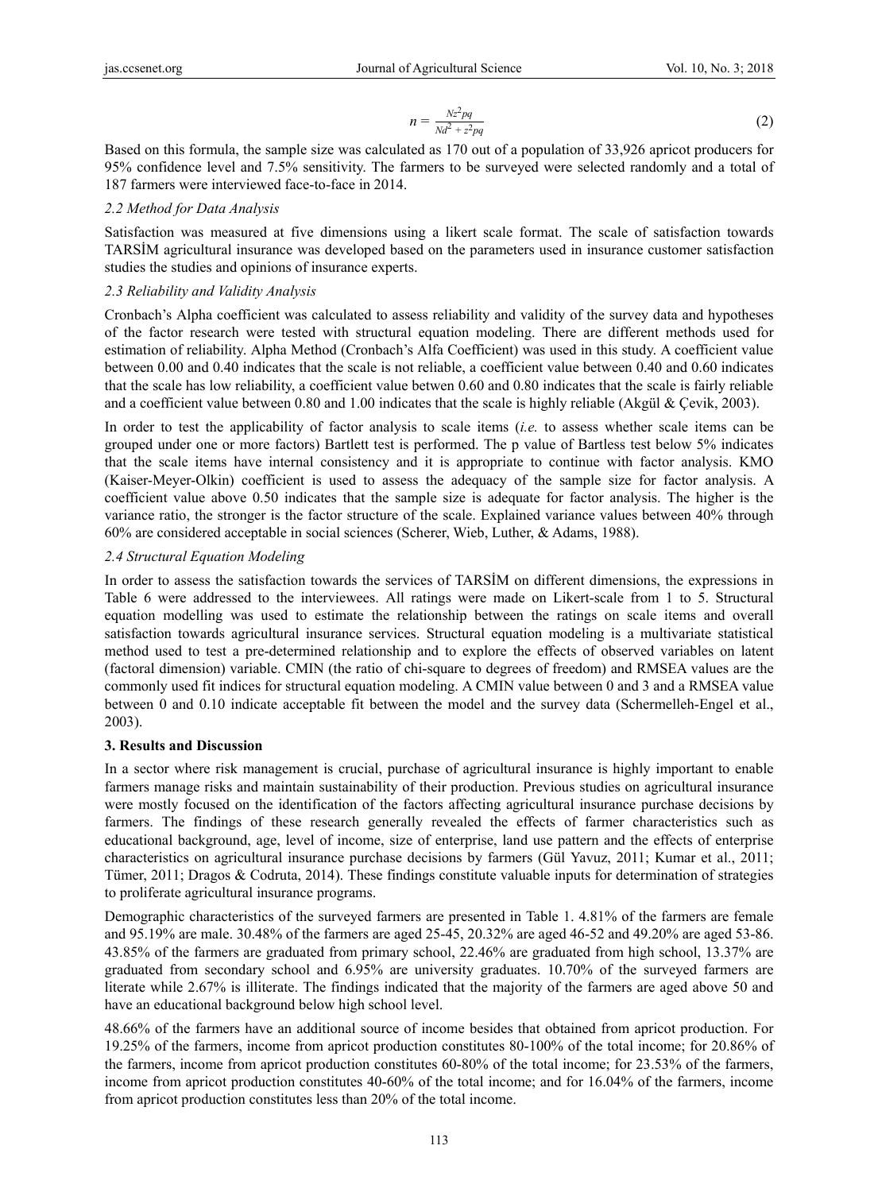$$n = \frac{Nz^2pq}{Nd^2 + z^2pq} \quad (2)$$

Based on this formula, the sample size was calculated as 170 out of a population of 33,926 apricot producers for 95% confidence level and 7.5% sensitivity. The farmers to be surveyed were selected randomly and a total of 187 farmers were interviewed face-to-face in 2014.

### *2.2 Method for Data Analysis*

Satisfaction was measured at five dimensions using a likert scale format. The scale of satisfaction towards TARSİM agricultural insurance was developed based on the parameters used in insurance customer satisfaction studies the studies and opinions of insurance experts.

### *2.3 Reliability and Validity Analysis*

Cronbach's Alpha coefficient was calculated to assess reliability and validity of the survey data and hypotheses of the factor research were tested with structural equation modeling. There are different methods used for estimation of reliability. Alpha Method (Cronbach's Alfa Coefficient) was used in this study. A coefficient value between 0.00 and 0.40 indicates that the scale is not reliable, a coefficient value between 0.40 and 0.60 indicates that the scale has low reliability, a coefficient value betwen 0.60 and 0.80 indicates that the scale is fairly reliable and a coefficient value between 0.80 and 1.00 indicates that the scale is highly reliable (Akgül & Çevik, 2003).

In order to test the applicability of factor analysis to scale items (*i.e.* to assess whether scale items can be grouped under one or more factors) Bartlett test is performed. The p value of Bartless test below 5% indicates that the scale items have internal consistency and it is appropriate to continue with factor analysis. KMO (Kaiser-Meyer-Olkin) coefficient is used to assess the adequacy of the sample size for factor analysis. A coefficient value above 0.50 indicates that the sample size is adequate for factor analysis. The higher is the variance ratio, the stronger is the factor structure of the scale. Explained variance values between 40% through 60% are considered acceptable in social sciences (Scherer, Wieb, Luther, & Adams, 1988).

### *2.4 Structural Equation Modeling*

In order to assess the satisfaction towards the services of TARSİM on different dimensions, the expressions in Table 6 were addressed to the interviewees. All ratings were made on Likert-scale from 1 to 5. Structural equation modelling was used to estimate the relationship between the ratings on scale items and overall satisfaction towards agricultural insurance services. Structural equation modeling is a multivariate statistical method used to test a pre-determined relationship and to explore the effects of observed variables on latent (factoral dimension) variable. CMIN (the ratio of chi-square to degrees of freedom) and RMSEA values are the commonly used fit indices for structural equation modeling. A CMIN value between 0 and 3 and a RMSEA value between 0 and 0.10 indicate acceptable fit between the model and the survey data (Schermelleh-Engel et al., 2003).

## **3. Results and Discussion**

In a sector where risk management is crucial, purchase of agricultural insurance is highly important to enable farmers manage risks and maintain sustainability of their production. Previous studies on agricultural insurance were mostly focused on the identification of the factors affecting agricultural insurance purchase decisions by farmers. The findings of these research generally revealed the effects of farmer characteristics such as educational background, age, level of income, size of enterprise, land use pattern and the effects of enterprise characteristics on agricultural insurance purchase decisions by farmers (Gül Yavuz, 2011; Kumar et al., 2011; Tümer, 2011; Dragos & Codruta, 2014). These findings constitute valuable inputs for determination of strategies to proliferate agricultural insurance programs.

Demographic characteristics of the surveyed farmers are presented in Table 1. 4.81% of the farmers are female and 95.19% are male. 30.48% of the farmers are aged 25-45, 20.32% are aged 46-52 and 49.20% are aged 53-86. 43.85% of the farmers are graduated from primary school, 22.46% are graduated from high school, 13.37% are graduated from secondary school and 6.95% are university graduates. 10.70% of the surveyed farmers are literate while 2.67% is illiterate. The findings indicated that the majority of the farmers are aged above 50 and have an educational background below high school level.

48.66% of the farmers have an additional source of income besides that obtained from apricot production. For 19.25% of the farmers, income from apricot production constitutes 80-100% of the total income; for 20.86% of the farmers, income from apricot production constitutes 60-80% of the total income; for 23.53% of the farmers, income from apricot production constitutes 40-60% of the total income; and for 16.04% of the farmers, income from apricot production constitutes less than 20% of the total income.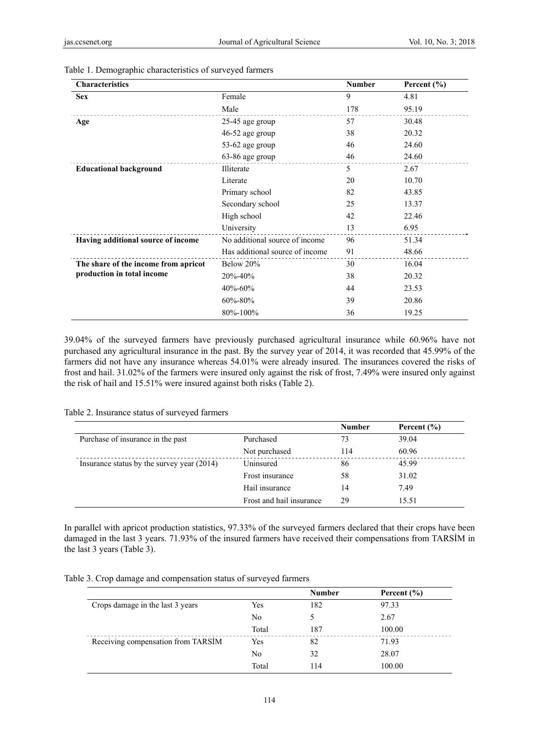Table 1. Demographic characteristics of surveyed farmers

| Characteristics | | Number | Percent (%) |
|---|---|---|---|
| **Sex** | Female | 9 | 4.81 |
| | Male | 178 | 95.19 |
| **Age** | 25-45 age group | 57 | 30.48 |
| | 46-52 age group | 38 | 20.32 |
| | 53-62 age group | 46 | 24.60 |
| | 63-86 age group | 46 | 24.60 |
| **Educational background** | Illiterate | 5 | 2.67 |
| | Literate | 20 | 10.70 |
| | Primary school | 82 | 43.85 |
| | Secondary school | 25 | 13.37 |
| | High school | 42 | 22.46 |
| | University | 13 | 6.95 |
| **Having additional source of income** | No additional source of income | 96 | 51.34 |
| | Has additional source of income | 91 | 48.66 |
| **The share of the income from apricot production in total income** | Below 20% | 30 | 16.04 |
| | 20%-40% | 38 | 20.32 |
| | 40%-60% | 44 | 23.53 |
| | 60%-80% | 39 | 20.86 |
| | 80%-100% | 36 | 19.25 |

39.04% of the surveyed farmers have previously purchased agricultural insurance while 60.96% have not purchased any agricultural insurance in the past. By the survey year of 2014, it was recorded that 45.99% of the farmers did not have any insurance whereas 54.01% were already insured. The insurances covered the risks of frost and hail. 31.02% of the farmers were insured only against the risk of frost, 7.49% were insured only against the risk of hail and 15.51% were insured against both risks (Table 2).

Table 2. Insurance status of surveyed farmers

| | | Number | Percent (%) |
|---|---|---|---|
| Purchase of insurance in the past | Purchased | 73 | 39.04 |
| | Not purchased | 114 | 60.96 |
| Insurance status by the survey year (2014) | Uninsured | 86 | 45.99 |
| | Frost insurance | 58 | 31.02 |
| | Hail insurance | 14 | 7.49 |
| | Frost and hail insurance | 29 | 15.51 |

In parallel with apricot production statistics, 97.33% of the surveyed farmers declared that their crops have been damaged in the last 3 years. 71.93% of the insured farmers have received their compensations from TARSİM in the last 3 years (Table 3).

Table 3. Crop damage and compensation status of surveyed farmers

| | | Number | Percent (%) |
|---|---|---|---|
| Crops damage in the last 3 years | Yes | 182 | 97.33 |
| | No | 5 | 2.67 |
| | Total | 187 | 100.00 |
| Receiving compensation from TARSİM | Yes | 82 | 71.93 |
| | No | 32 | 28.07 |
| | Total | 114 | 100.00 |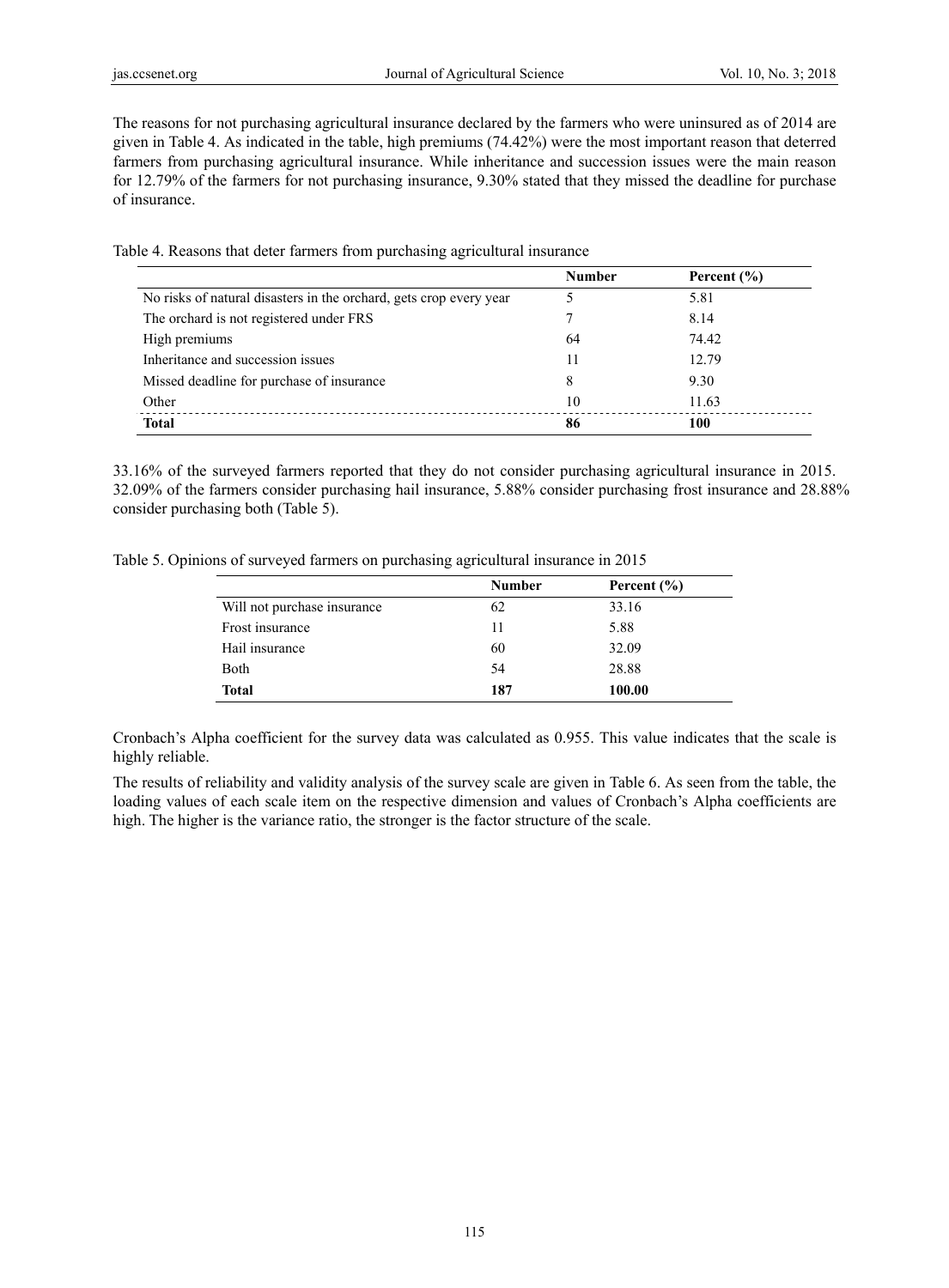The reasons for not purchasing agricultural insurance declared by the farmers who were uninsured as of 2014 are given in Table 4. As indicated in the table, high premiums (74.42%) were the most important reason that deterred farmers from purchasing agricultural insurance. While inheritance and succession issues were the main reason for 12.79% of the farmers for not purchasing insurance, 9.30% stated that they missed the deadline for purchase of insurance.

Table 4. Reasons that deter farmers from purchasing agricultural insurance

| | Number | Percent (%) |
|---|---|---|
| No risks of natural disasters in the orchard, gets crop every year | 5 | 5.81 |
| The orchard is not registered under FRS | 7 | 8.14 |
| High premiums | 64 | 74.42 |
| Inheritance and succession issues | 11 | 12.79 |
| Missed deadline for purchase of insurance | 8 | 9.30 |
| Other | 10 | 11.63 |
| **Total** | **86** | **100** |

33.16% of the surveyed farmers reported that they do not consider purchasing agricultural insurance in 2015. 32.09% of the farmers consider purchasing hail insurance, 5.88% consider purchasing frost insurance and 28.88% consider purchasing both (Table 5).

Table 5. Opinions of surveyed farmers on purchasing agricultural insurance in 2015

| | Number | Percent (%) |
|---|---|---|
| Will not purchase insurance | 62 | 33.16 |
| Frost insurance | 11 | 5.88 |
| Hail insurance | 60 | 32.09 |
| Both | 54 | 28.88 |
| **Total** | **187** | **100.00** |

Cronbach's Alpha coefficient for the survey data was calculated as 0.955. This value indicates that the scale is highly reliable.

The results of reliability and validity analysis of the survey scale are given in Table 6. As seen from the table, the loading values of each scale item on the respective dimension and values of Cronbach's Alpha coefficients are high. The higher is the variance ratio, the stronger is the factor structure of the scale.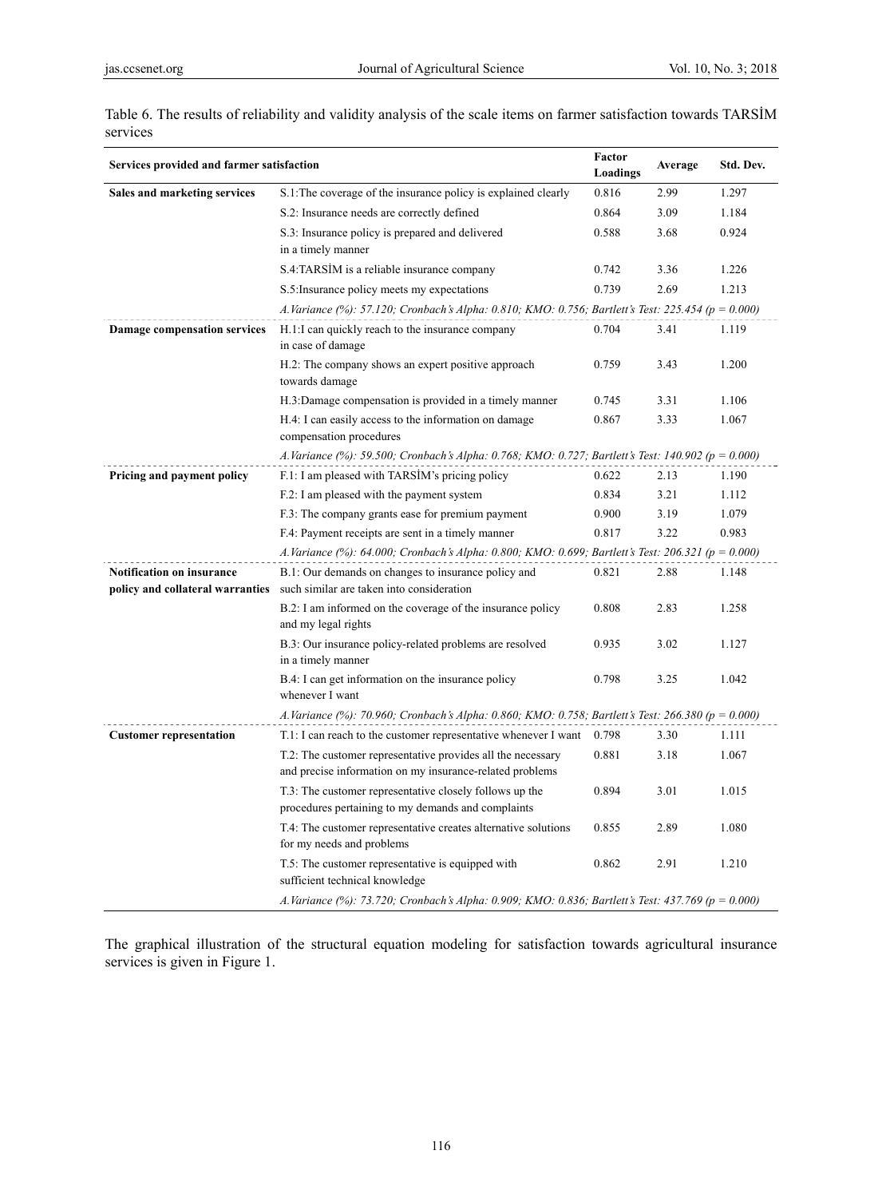Table 6. The results of reliability and validity analysis of the scale items on farmer satisfaction towards TARSİM services

| Services provided and farmer satisfaction | | Factor Loadings | Average | Std. Dev. |
|---|---|---|---|---|
| **Sales and marketing services** | S.1:The coverage of the insurance policy is explained clearly | 0.816 | 2.99 | 1.297 |
| | S.2: Insurance needs are correctly defined | 0.864 | 3.09 | 1.184 |
| | S.3: Insurance policy is prepared and delivered in a timely manner | 0.588 | 3.68 | 0.924 |
| | S.4:TARSİM is a reliable insurance company | 0.742 | 3.36 | 1.226 |
| | S.5:Insurance policy meets my expectations | 0.739 | 2.69 | 1.213 |
| | *A.Variance (%): 57.120; Cronbach's Alpha: 0.810; KMO: 0.756; Bartlett's Test: 225.454 ($p = 0.000$)* | | | |
| **Damage compensation services** | H.1:I can quickly reach to the insurance company in case of damage | 0.704 | 3.41 | 1.119 |
| | H.2: The company shows an expert positive approach towards damage | 0.759 | 3.43 | 1.200 |
| | H.3:Damage compensation is provided in a timely manner | 0.745 | 3.31 | 1.106 |
| | H.4: I can easily access to the information on damage compensation procedures | 0.867 | 3.33 | 1.067 |
| | *A.Variance (%): 59.500; Cronbach's Alpha: 0.768; KMO: 0.727; Bartlett's Test: 140.902 ($p = 0.000$)* | | | |
| **Pricing and payment policy** | F.1: I am pleased with TARSİM's pricing policy | 0.622 | 2.13 | 1.190 |
| | F.2: I am pleased with the payment system | 0.834 | 3.21 | 1.112 |
| | F.3: The company grants ease for premium payment | 0.900 | 3.19 | 1.079 |
| | F.4: Payment receipts are sent in a timely manner | 0.817 | 3.22 | 0.983 |
| | *A.Variance (%): 64.000; Cronbach's Alpha: 0.800; KMO: 0.699; Bartlett's Test: 206.321 ($p = 0.000$)* | | | |
| **Notification on insurance policy and collateral warranties** | B.1: Our demands on changes to insurance policy and such similar are taken into consideration | 0.821 | 2.88 | 1.148 |
| | B.2: I am informed on the coverage of the insurance policy and my legal rights | 0.808 | 2.83 | 1.258 |
| | B.3: Our insurance policy-related problems are resolved in a timely manner | 0.935 | 3.02 | 1.127 |
| | B.4: I can get information on the insurance policy whenever I want | 0.798 | 3.25 | 1.042 |
| | *A.Variance (%): 70.960; Cronbach's Alpha: 0.860; KMO: 0.758; Bartlett's Test: 266.380 ($p = 0.000$)* | | | |
| **Customer representation** | T.1: I can reach to the customer representative whenever I want | 0.798 | 3.30 | 1.111 |
| | T.2: The customer representative provides all the necessary and precise information on my insurance-related problems | 0.881 | 3.18 | 1.067 |
| | T.3: The customer representative closely follows up the procedures pertaining to my demands and complaints | 0.894 | 3.01 | 1.015 |
| | T.4: The customer representative creates alternative solutions for my needs and problems | 0.855 | 2.89 | 1.080 |
| | T.5: The customer representative is equipped with sufficient technical knowledge | 0.862 | 2.91 | 1.210 |
| | *A.Variance (%): 73.720; Cronbach's Alpha: 0.909; KMO: 0.836; Bartlett's Test: 437.769 ($p = 0.000$)* | | | |

The graphical illustration of the structural equation modeling for satisfaction towards agricultural insurance services is given in Figure 1.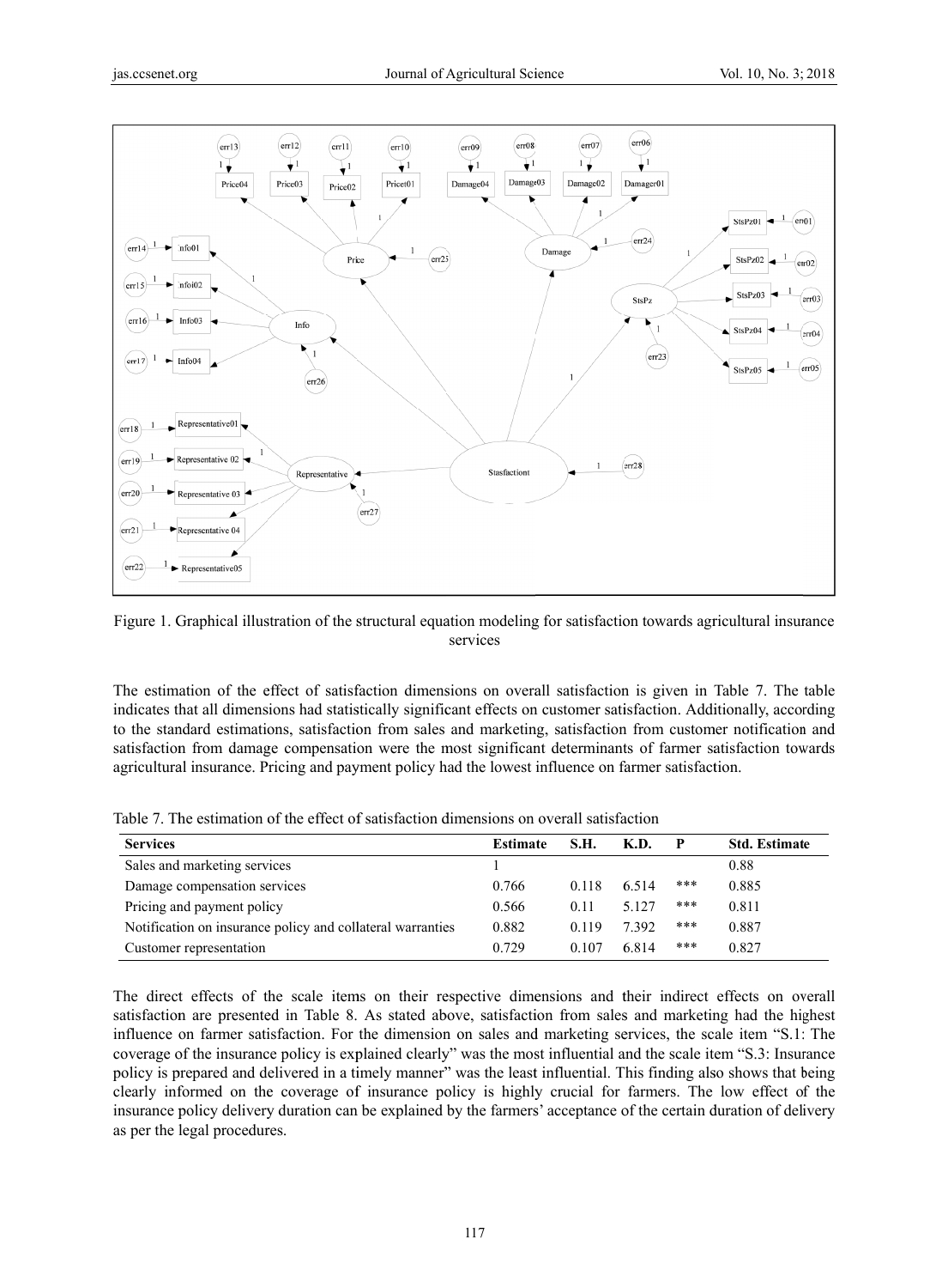Figure 1. Graphical illustration of the structural equation modeling for satisfaction towards agricultural insurance services

The estimation of the effect of satisfaction dimensions on overall satisfaction is given in Table 7. The table indicates that all dimensions had statistically significant effects on customer satisfaction. Additionally, according to the standard estimations, satisfaction from sales and marketing, satisfaction from customer notification and satisfaction from damage compensation were the most significant determinants of farmer satisfaction towards agricultural insurance. Pricing and payment policy had the lowest influence on farmer satisfaction.

Table 7. The estimation of the effect of satisfaction dimensions on overall satisfaction

| Services | Estimate | S.H. | K.D. | P | Std. Estimate |
|---|---|---|---|---|---|
| Sales and marketing services | 1 | | | | 0.88 |
| Damage compensation services | 0.766 | 0.118 | 6.514 | *** | 0.885 |
| Pricing and payment policy | 0.566 | 0.11 | 5.127 | *** | 0.811 |
| Notification on insurance policy and collateral warranties | 0.882 | 0.119 | 7.392 | *** | 0.887 |
| Customer representation | 0.729 | 0.107 | 6.814 | *** | 0.827 |

The direct effects of the scale items on their respective dimensions and their indirect effects on overall satisfaction are presented in Table 8. As stated above, satisfaction from sales and marketing had the highest influence on farmer satisfaction. For the dimension on sales and marketing services, the scale item "S.1: The coverage of the insurance policy is explained clearly" was the most influential and the scale item "S.3: Insurance policy is prepared and delivered in a timely manner" was the least influential. This finding also shows that being clearly informed on the coverage of insurance policy is highly crucial for farmers. The low effect of the insurance policy delivery duration can be explained by the farmers' acceptance of the certain duration of delivery as per the legal procedures.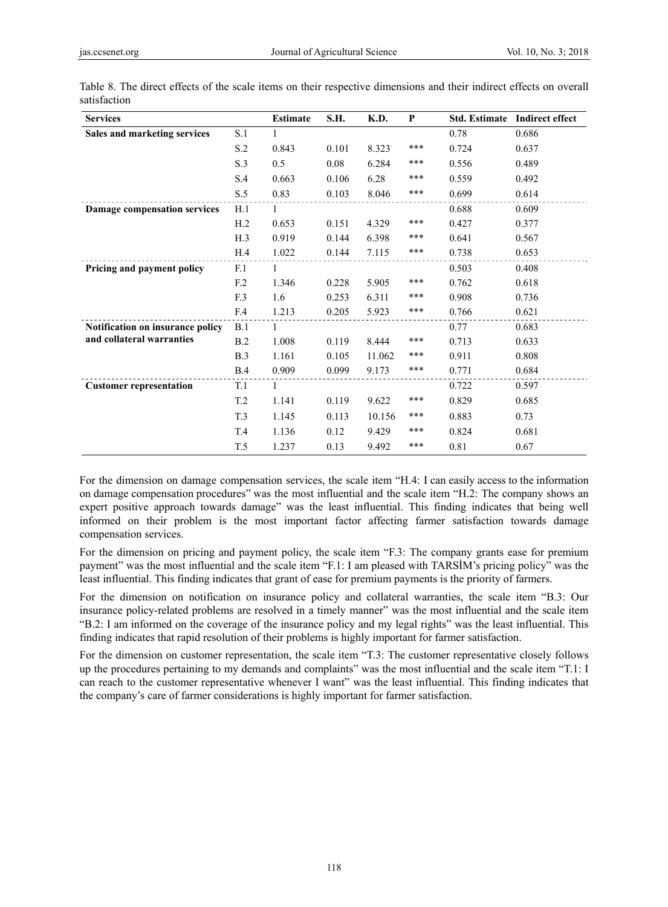Table 8. The direct effects of the scale items on their respective dimensions and their indirect effects on overall satisfaction

| Services | | Estimate | S.H. | K.D. | P | Std. Estimate | Indirect effect |
|---|---|---|---|---|---|---|---|
| **Sales and marketing services** | S.1 | 1 | | | | 0.78 | 0.686 |
| | S.2 | 0.843 | 0.101 | 8.323 | *** | 0.724 | 0.637 |
| | S.3 | 0.5 | 0.08 | 6.284 | *** | 0.556 | 0.489 |
| | S.4 | 0.663 | 0.106 | 6.28 | *** | 0.559 | 0.492 |
| | S.5 | 0.83 | 0.103 | 8.046 | *** | 0.699 | 0.614 |
| **Damage compensation services** | H.1 | 1 | | | | 0.688 | 0.609 |
| | H.2 | 0.653 | 0.151 | 4.329 | *** | 0.427 | 0.377 |
| | H.3 | 0.919 | 0.144 | 6.398 | *** | 0.641 | 0.567 |
| | H.4 | 1.022 | 0.144 | 7.115 | *** | 0.738 | 0.653 |
| **Pricing and payment policy** | F.1 | 1 | | | | 0.503 | 0.408 |
| | F.2 | 1.346 | 0.228 | 5.905 | *** | 0.762 | 0.618 |
| | F.3 | 1.6 | 0.253 | 6.311 | *** | 0.908 | 0.736 |
| | F.4 | 1.213 | 0.205 | 5.923 | *** | 0.766 | 0.621 |
| **Notification on insurance policy and collateral warranties** | B.1 | 1 | | | | 0.77 | 0.683 |
| | B.2 | 1.008 | 0.119 | 8.444 | *** | 0.713 | 0.633 |
| | B.3 | 1.161 | 0.105 | 11.062 | *** | 0.911 | 0.808 |
| | B.4 | 0.909 | 0.099 | 9.173 | *** | 0.771 | 0.684 |
| **Customer representation** | T.1 | 1 | | | | 0.722 | 0.597 |
| | T.2 | 1.141 | 0.119 | 9.622 | *** | 0.829 | 0.685 |
| | T.3 | 1.145 | 0.113 | 10.156 | *** | 0.883 | 0.73 |
| | T.4 | 1.136 | 0.12 | 9.429 | *** | 0.824 | 0.681 |
| | T.5 | 1.237 | 0.13 | 9.492 | *** | 0.81 | 0.67 |

For the dimension on damage compensation services, the scale item "H.4: I can easily access to the information on damage compensation procedures" was the most influential and the scale item "H.2: The company shows an expert positive approach towards damage" was the least influential. This finding indicates that being well informed on their problem is the most important factor affecting farmer satisfaction towards damage compensation services.

For the dimension on pricing and payment policy, the scale item "F.3: The company grants ease for premium payment" was the most influential and the scale item "F.1: I am pleased with TARSİM's pricing policy" was the least influential. This finding indicates that grant of ease for premium payments is the priority of farmers.

For the dimension on notification on insurance policy and collateral warranties, the scale item "B.3: Our insurance policy-related problems are resolved in a timely manner" was the most influential and the scale item "B.2: I am informed on the coverage of the insurance policy and my legal rights" was the least influential. This finding indicates that rapid resolution of their problems is highly important for farmer satisfaction.

For the dimension on customer representation, the scale item "T.3: The customer representative closely follows up the procedures pertaining to my demands and complaints" was the most influential and the scale item "T.1: I can reach to the customer representative whenever I want" was the least influential. This finding indicates that the company's care of farmer considerations is highly important for farmer satisfaction.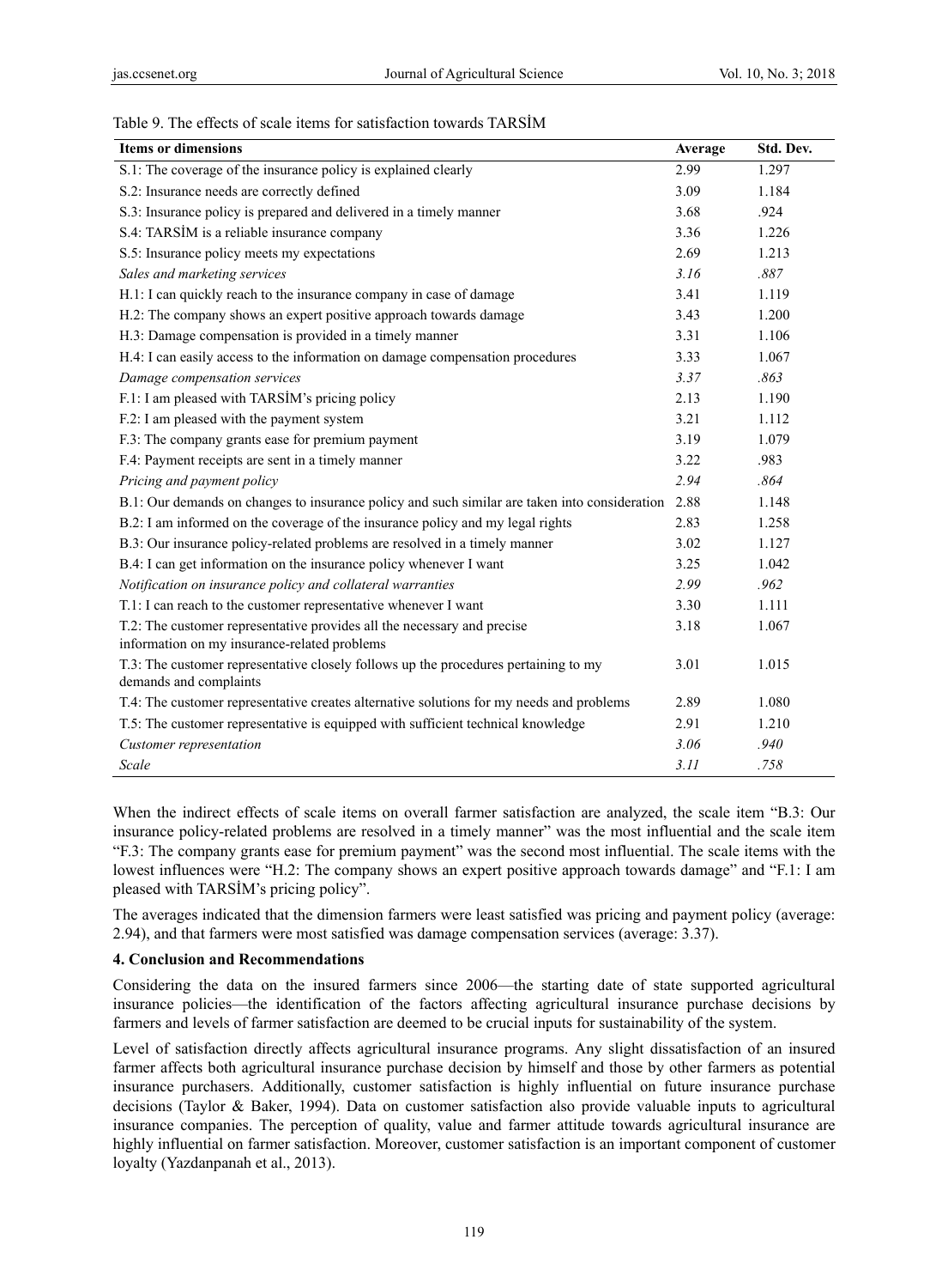Table 9. The effects of scale items for satisfaction towards TARSİM

| Items or dimensions | Average | Std. Dev. |
|---|---|---|
| S.1: The coverage of the insurance policy is explained clearly | 2.99 | 1.297 |
| S.2: Insurance needs are correctly defined | 3.09 | 1.184 |
| S.3: Insurance policy is prepared and delivered in a timely manner | 3.68 | .924 |
| S.4: TARSİM is a reliable insurance company | 3.36 | 1.226 |
| S.5: Insurance policy meets my expectations | 2.69 | 1.213 |
| *Sales and marketing services* | *3.16* | *.887* |
| H.1: I can quickly reach to the insurance company in case of damage | 3.41 | 1.119 |
| H.2: The company shows an expert positive approach towards damage | 3.43 | 1.200 |
| H.3: Damage compensation is provided in a timely manner | 3.31 | 1.106 |
| H.4: I can easily access to the information on damage compensation procedures | 3.33 | 1.067 |
| *Damage compensation services* | *3.37* | *.863* |
| F.1: I am pleased with TARSİM's pricing policy | 2.13 | 1.190 |
| F.2: I am pleased with the payment system | 3.21 | 1.112 |
| F.3: The company grants ease for premium payment | 3.19 | 1.079 |
| F.4: Payment receipts are sent in a timely manner | 3.22 | .983 |
| *Pricing and payment policy* | *2.94* | *.864* |
| B.1: Our demands on changes to insurance policy and such similar are taken into consideration | 2.88 | 1.148 |
| B.2: I am informed on the coverage of the insurance policy and my legal rights | 2.83 | 1.258 |
| B.3: Our insurance policy-related problems are resolved in a timely manner | 3.02 | 1.127 |
| B.4: I can get information on the insurance policy whenever I want | 3.25 | 1.042 |
| *Notification on insurance policy and collateral warranties* | *2.99* | *.962* |
| T.1: I can reach to the customer representative whenever I want | 3.30 | 1.111 |
| T.2: The customer representative provides all the necessary and precise information on my insurance-related problems | 3.18 | 1.067 |
| T.3: The customer representative closely follows up the procedures pertaining to my demands and complaints | 3.01 | 1.015 |
| T.4: The customer representative creates alternative solutions for my needs and problems | 2.89 | 1.080 |
| T.5: The customer representative is equipped with sufficient technical knowledge | 2.91 | 1.210 |
| *Customer representation* | *3.06* | *.940* |
| *Scale* | *3.11* | *.758* |

When the indirect effects of scale items on overall farmer satisfaction are analyzed, the scale item "B.3: Our insurance policy-related problems are resolved in a timely manner" was the most influential and the scale item "F.3: The company grants ease for premium payment" was the second most influential. The scale items with the lowest influences were "H.2: The company shows an expert positive approach towards damage" and "F.1: I am pleased with TARSİM's pricing policy".

The averages indicated that the dimension farmers were least satisfied was pricing and payment policy (average: 2.94), and that farmers were most satisfied was damage compensation services (average: 3.37).

## 4. Conclusion and Recommendations

Considering the data on the insured farmers since 2006—the starting date of state supported agricultural insurance policies—the identification of the factors affecting agricultural insurance purchase decisions by farmers and levels of farmer satisfaction are deemed to be crucial inputs for sustainability of the system.

Level of satisfaction directly affects agricultural insurance programs. Any slight dissatisfaction of an insured farmer affects both agricultural insurance purchase decision by himself and those by other farmers as potential insurance purchasers. Additionally, customer satisfaction is highly influential on future insurance purchase decisions (Taylor & Baker, 1994). Data on customer satisfaction also provide valuable inputs to agricultural insurance companies. The perception of quality, value and farmer attitude towards agricultural insurance are highly influential on farmer satisfaction. Moreover, customer satisfaction is an important component of customer loyalty (Yazdanpanah et al., 2013).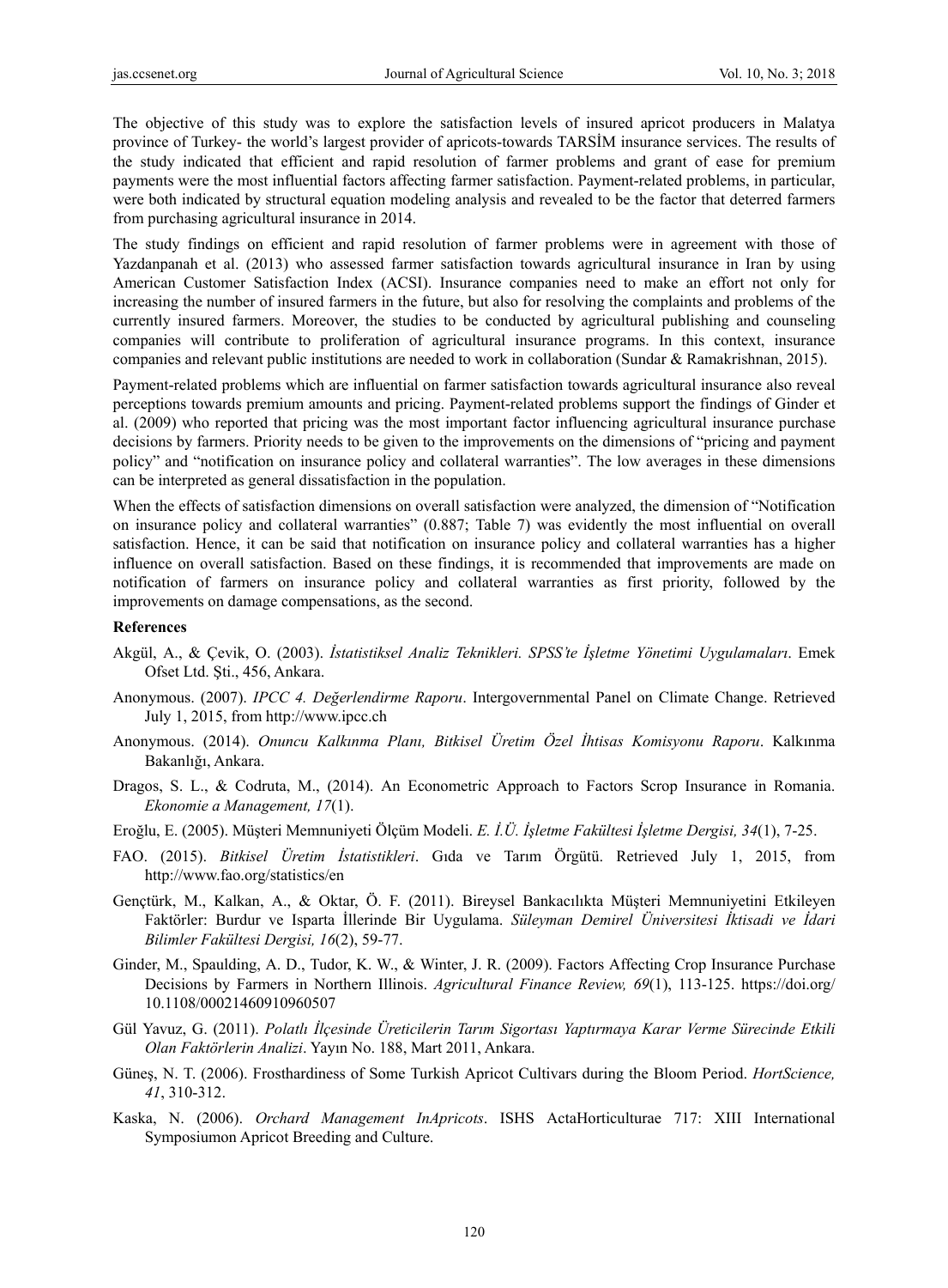The objective of this study was to explore the satisfaction levels of insured apricot producers in Malatya province of Turkey- the world's largest provider of apricots-towards TARSİM insurance services. The results of the study indicated that efficient and rapid resolution of farmer problems and grant of ease for premium payments were the most influential factors affecting farmer satisfaction. Payment-related problems, in particular, were both indicated by structural equation modeling analysis and revealed to be the factor that deterred farmers from purchasing agricultural insurance in 2014.

The study findings on efficient and rapid resolution of farmer problems were in agreement with those of Yazdanpanah et al. (2013) who assessed farmer satisfaction towards agricultural insurance in Iran by using American Customer Satisfaction Index (ACSI). Insurance companies need to make an effort not only for increasing the number of insured farmers in the future, but also for resolving the complaints and problems of the currently insured farmers. Moreover, the studies to be conducted by agricultural publishing and counseling companies will contribute to proliferation of agricultural insurance programs. In this context, insurance companies and relevant public institutions are needed to work in collaboration (Sundar & Ramakrishnan, 2015).

Payment-related problems which are influential on farmer satisfaction towards agricultural insurance also reveal perceptions towards premium amounts and pricing. Payment-related problems support the findings of Ginder et al. (2009) who reported that pricing was the most important factor influencing agricultural insurance purchase decisions by farmers. Priority needs to be given to the improvements on the dimensions of "pricing and payment policy" and "notification on insurance policy and collateral warranties". The low averages in these dimensions can be interpreted as general dissatisfaction in the population.

When the effects of satisfaction dimensions on overall satisfaction were analyzed, the dimension of "Notification on insurance policy and collateral warranties" (0.887; Table 7) was evidently the most influential on overall satisfaction. Hence, it can be said that notification on insurance policy and collateral warranties has a higher influence on overall satisfaction. Based on these findings, it is recommended that improvements are made on notification of farmers on insurance policy and collateral warranties as first priority, followed by the improvements on damage compensations, as the second.

## References

Akgül, A., & Çevik, O. (2003). *İstatistiksel Analiz Teknikleri. SPSS'te İşletme Yönetimi Uygulamaları*. Emek Ofset Ltd. Şti., 456, Ankara.

Anonymous. (2007). *IPCC 4. Değerlendirme Raporu*. Intergovernmental Panel on Climate Change. Retrieved July 1, 2015, from http://www.ipcc.ch

Anonymous. (2014). *Onuncu Kalkınma Planı, Bitkisel Üretim Özel İhtisas Komisyonu Raporu*. Kalkınma Bakanlığı, Ankara.

Dragos, S. L., & Codruta, M., (2014). An Econometric Approach to Factors Scrop Insurance in Romania. *Ekonomie a Management, 17*(1).

Eroğlu, E. (2005). Müşteri Memnuniyeti Ölçüm Modeli. *E. İ.Ü. İşletme Fakültesi İşletme Dergisi, 34*(1), 7-25.

FAO. (2015). *Bitkisel Üretim İstatistikleri*. Gıda ve Tarım Örgütü. Retrieved July 1, 2015, from http://www.fao.org/statistics/en

Gençtürk, M., Kalkan, A., & Oktar, Ö. F. (2011). Bireysel Bankacılıkta Müşteri Memnuniyetini Etkileyen Faktörler: Burdur ve Isparta İllerinde Bir Uygulama. *Süleyman Demirel Üniversitesi İktisadi ve İdari Bilimler Fakültesi Dergisi, 16*(2), 59-77.

Ginder, M., Spaulding, A. D., Tudor, K. W., & Winter, J. R. (2009). Factors Affecting Crop Insurance Purchase Decisions by Farmers in Northern Illinois. *Agricultural Finance Review, 69*(1), 113-125. https://doi.org/10.1108/00021460910960507

Gül Yavuz, G. (2011). *Polatlı İlçesinde Üreticilerin Tarım Sigortası Yaptırmaya Karar Verme Sürecinde Etkili Olan Faktörlerin Analizi*. Yayın No. 188, Mart 2011, Ankara.

Güneş, N. T. (2006). Frosthardiness of Some Turkish Apricot Cultivars during the Bloom Period. *HortScience, 41*, 310-312.

Kaska, N. (2006). *Orchard Management InApricots*. ISHS ActaHorticulturae 717: XIII International Symposiumon Apricot Breeding and Culture.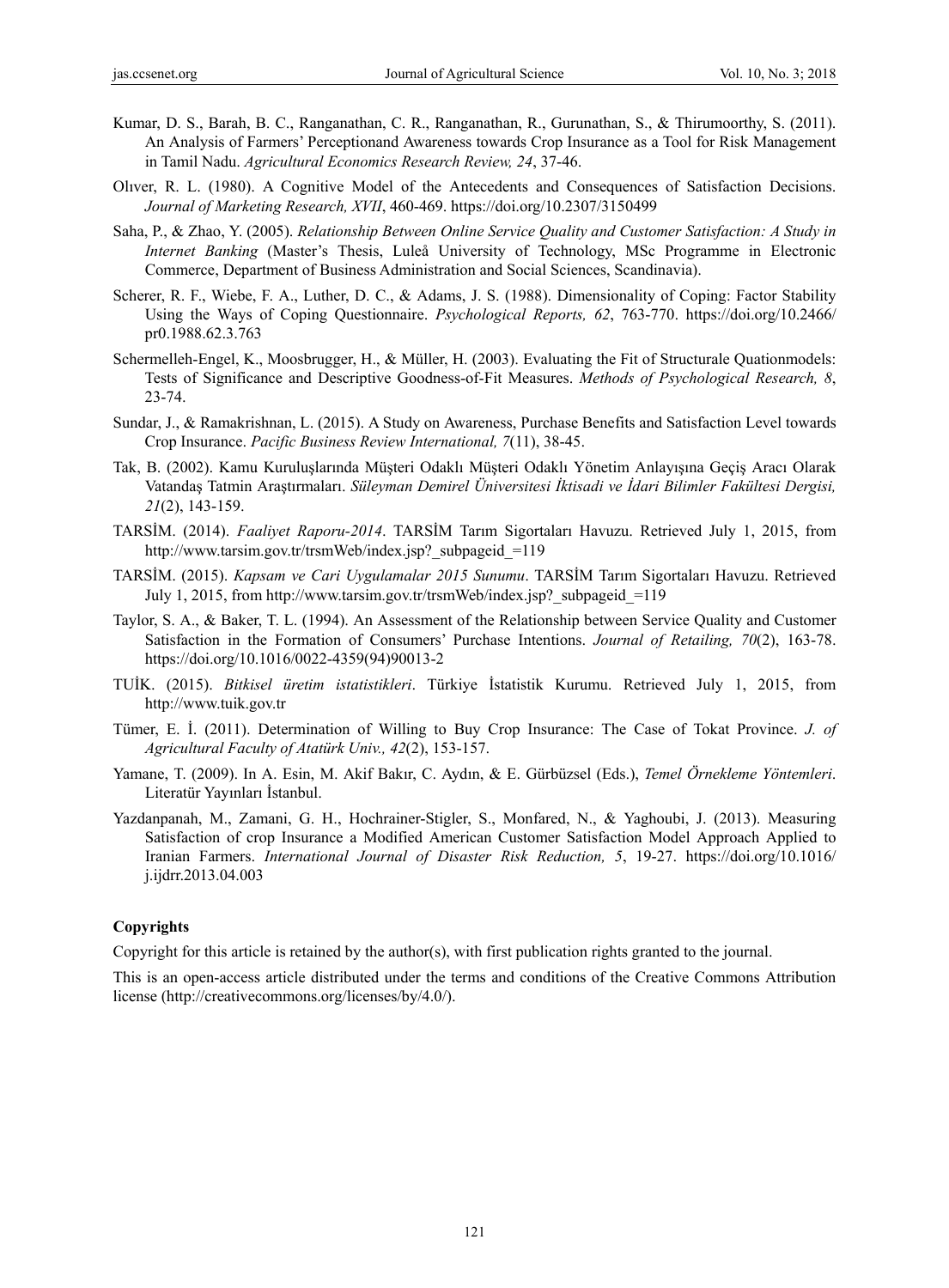Kumar, D. S., Barah, B. C., Ranganathan, C. R., Ranganathan, R., Gurunathan, S., & Thirumoorthy, S. (2011). An Analysis of Farmers' Perceptionand Awareness towards Crop Insurance as a Tool for Risk Management in Tamil Nadu. *Agricultural Economics Research Review, 24*, 37-46.

Olıver, R. L. (1980). A Cognitive Model of the Antecedents and Consequences of Satisfaction Decisions. *Journal of Marketing Research, XVII*, 460-469. https://doi.org/10.2307/3150499

Saha, P., & Zhao, Y. (2005). *Relationship Between Online Service Quality and Customer Satisfaction: A Study in Internet Banking* (Master's Thesis, Luleå University of Technology, MSc Programme in Electronic Commerce, Department of Business Administration and Social Sciences, Scandinavia).

Scherer, R. F., Wiebe, F. A., Luther, D. C., & Adams, J. S. (1988). Dimensionality of Coping: Factor Stability Using the Ways of Coping Questionnaire. *Psychological Reports, 62*, 763-770. https://doi.org/10.2466/pr0.1988.62.3.763

Schermelleh-Engel, K., Moosbrugger, H., & Müller, H. (2003). Evaluating the Fit of Structurale Quationmodels: Tests of Significance and Descriptive Goodness-of-Fit Measures. *Methods of Psychological Research, 8*, 23-74.

Sundar, J., & Ramakrishnan, L. (2015). A Study on Awareness, Purchase Benefits and Satisfaction Level towards Crop Insurance. *Pacific Business Review International, 7*(11), 38-45.

Tak, B. (2002). Kamu Kuruluşlarında Müşteri Odaklı Müşteri Odaklı Yönetim Anlayışına Geçiş Aracı Olarak Vatandaş Tatmin Araştırmaları. *Süleyman Demirel Üniversitesi İktisadi ve İdari Bilimler Fakültesi Dergisi, 21*(2), 143-159.

TARSİM. (2014). *Faaliyet Raporu-2014*. TARSİM Tarım Sigortaları Havuzu. Retrieved July 1, 2015, from http://www.tarsim.gov.tr/trsmWeb/index.jsp?_subpageid_=119

TARSİM. (2015). *Kapsam ve Cari Uygulamalar 2015 Sunumu*. TARSİM Tarım Sigortaları Havuzu. Retrieved July 1, 2015, from http://www.tarsim.gov.tr/trsmWeb/index.jsp?_subpageid_=119

Taylor, S. A., & Baker, T. L. (1994). An Assessment of the Relationship between Service Quality and Customer Satisfaction in the Formation of Consumers' Purchase Intentions. *Journal of Retailing, 70*(2), 163-78. https://doi.org/10.1016/0022-4359(94)90013-2

TUİK. (2015). *Bitkisel üretim istatistikleri*. Türkiye İstatistik Kurumu. Retrieved July 1, 2015, from http://www.tuik.gov.tr

Tümer, E. İ. (2011). Determination of Willing to Buy Crop Insurance: The Case of Tokat Province. *J. of Agricultural Faculty of Atatürk Univ., 42*(2), 153-157.

Yamane, T. (2009). In A. Esin, M. Akif Bakır, C. Aydın, & E. Gürbüzsel (Eds.), *Temel Örnekleme Yöntemleri*. Literatür Yayınları İstanbul.

Yazdanpanah, M., Zamani, G. H., Hochrainer-Stigler, S., Monfared, N., & Yaghoubi, J. (2013). Measuring Satisfaction of crop Insurance a Modified American Customer Satisfaction Model Approach Applied to Iranian Farmers. *International Journal of Disaster Risk Reduction, 5*, 19-27. https://doi.org/10.1016/j.ijdrr.2013.04.003

**Copyrights**

Copyright for this article is retained by the author(s), with first publication rights granted to the journal.

This is an open-access article distributed under the terms and conditions of the Creative Commons Attribution license (http://creativecommons.org/licenses/by/4.0/).